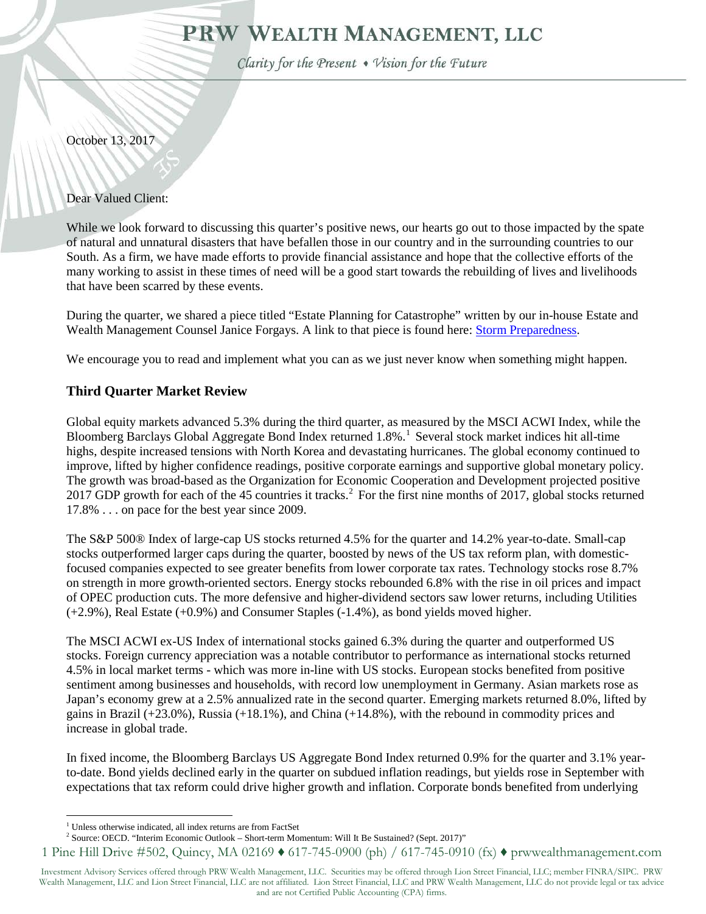# PRW WEALTH MANAGEMENT, LLC

*Clarity for the Present ♦ Vision for the Future*

October 13, 2017

Dear Valued Client:

While we look forward to discussing this quarter's positive news, our hearts go out to those impacted by the spate of natural and unnatural disasters that have befallen those in our country and in the surrounding countries to our South. As a firm, we have made efforts to provide financial assistance and hope that the collective efforts of the many working to assist in these times of need will be a good start towards the rebuilding of lives and livelihoods that have been scarred by these events.

During the quarter, we shared a piece titled "Estate Planning for Catastrophe" written by our in-house Estate and Wealth Management Counsel Janice Forgays. A link to that piece is found here: Storm Preparedness.

We encourage you to read and implement what you can as we just never know when something might happen.

## Third Quarter Market Review

Global equity markets advanced 5.3% during the third quarter, as measured by the MSCI ACWI Index, while the Bloomberg Barclays Global Aggregate Bond Index returned 1.8%.[1] Several stock market indices hit all-time highs, despite increased tensions with North Korea and devastating hurricanes. The global economy continued to improve, lifted by higher confidence readings, positive corporate earnings and supportive global monetary policy. The growth was broad-based as the Organization for Economic Cooperation and Development projected positive 2017 GDP growth for each of the 45 countries it tracks.[2] For the first nine months of 2017, global stocks returned 17.8% . . . on pace for the best year since 2009.

The S&P 500® Index of large-cap US stocks returned 4.5% for the quarter and 14.2% year-to-date. Small-cap stocks outperformed larger caps during the quarter, boosted by news of the US tax reform plan, with domestic-focused companies expected to see greater benefits from lower corporate tax rates. Technology stocks rose 8.7% on strength in more growth-oriented sectors. Energy stocks rebounded 6.8% with the rise in oil prices and impact of OPEC production cuts. The more defensive and higher-dividend sectors saw lower returns, including Utilities (+2.9%), Real Estate (+0.9%) and Consumer Staples (-1.4%), as bond yields moved higher.

The MSCI ACWI ex-US Index of international stocks gained 6.3% during the quarter and outperformed US stocks. Foreign currency appreciation was a notable contributor to performance as international stocks returned 4.5% in local market terms - which was more in-line with US stocks. European stocks benefited from positive sentiment among businesses and households, with record low unemployment in Germany. Asian markets rose as Japan's economy grew at a 2.5% annualized rate in the second quarter. Emerging markets returned 8.0%, lifted by gains in Brazil (+23.0%), Russia (+18.1%), and China (+14.8%), with the rebound in commodity prices and increase in global trade.

In fixed income, the Bloomberg Barclays US Aggregate Bond Index returned 0.9% for the quarter and 3.1% year-to-date. Bond yields declined early in the quarter on subdued inflation readings, but yields rose in September with expectations that tax reform could drive higher growth and inflation. Corporate bonds benefited from underlying

[1] Unless otherwise indicated, all index returns are from FactSet

[2] Source: OECD. "Interim Economic Outlook – Short-term Momentum: Will It Be Sustained? (Sept. 2017)"

1 Pine Hill Drive #502, Quincy, MA 02169 ♦ 617-745-0900 (ph) / 617-745-0910 (fx) ♦ prwwealthmanagement.com

Investment Advisory Services offered through PRW Wealth Management, LLC. Securities may be offered through Lion Street Financial, LLC; member FINRA/SIPC. PRW Wealth Management, LLC and Lion Street Financial, LLC are not affiliated. Lion Street Financial, LLC and PRW Wealth Management, LLC do not provide legal or tax advice and are not Certified Public Accounting (CPA) firms.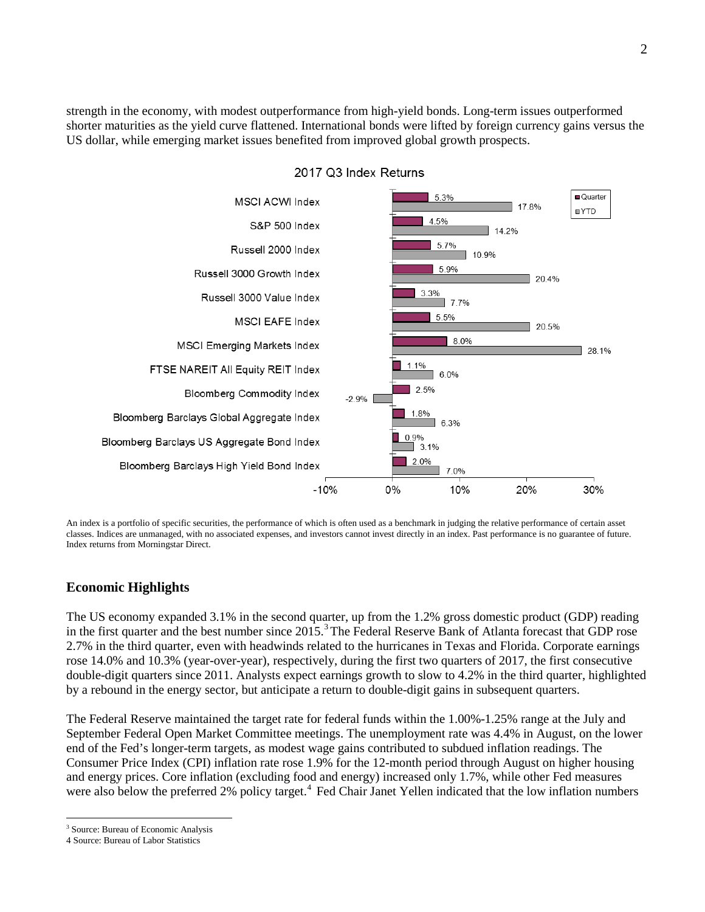strength in the economy, with modest outperformance from high-yield bonds. Long-term issues outperformed shorter maturities as the yield curve flattened. International bonds were lifted by foreign currency gains versus the US dollar, while emerging market issues benefited from improved global growth prospects.

**2017 Q3 Index Returns**

| Index | Quarter | YTD |
|---|---|---|
| MSCI ACWI Index | 5.3% | 17.8% |
| S&P 500 Index | 4.5% | 14.2% |
| Russell 2000 Index | 5.7% | 10.9% |
| Russell 3000 Growth Index | 5.9% | 20.4% |
| Russell 3000 Value Index | 3.3% | 7.7% |
| MSCI EAFE Index | 5.5% | 20.5% |
| MSCI Emerging Markets Index | 8.0% | 28.1% |
| FTSE NAREIT All Equity REIT Index | 1.1% | 6.0% |
| Bloomberg Commodity Index | 2.5% | -2.9% |
| Bloomberg Barclays Global Aggregate Index | 1.8% | 6.3% |
| Bloomberg Barclays US Aggregate Bond Index | 0.9% | 3.1% |
| Bloomberg Barclays High Yield Bond Index | 2.0% | 7.0% |

An index is a portfolio of specific securities, the performance of which is often used as a benchmark in judging the relative performance of certain asset classes. Indices are unmanaged, with no associated expenses, and investors cannot invest directly in an index. Past performance is no guarantee of future. Index returns from Morningstar Direct.

## Economic Highlights

The US economy expanded 3.1% in the second quarter, up from the 1.2% gross domestic product (GDP) reading in the first quarter and the best number since 2015.[3] The Federal Reserve Bank of Atlanta forecast that GDP rose 2.7% in the third quarter, even with headwinds related to the hurricanes in Texas and Florida. Corporate earnings rose 14.0% and 10.3% (year-over-year), respectively, during the first two quarters of 2017, the first consecutive double-digit quarters since 2011. Analysts expect earnings growth to slow to 4.2% in the third quarter, highlighted by a rebound in the energy sector, but anticipate a return to double-digit gains in subsequent quarters.

The Federal Reserve maintained the target rate for federal funds within the 1.00%-1.25% range at the July and September Federal Open Market Committee meetings. The unemployment rate was 4.4% in August, on the lower end of the Fed's longer-term targets, as modest wage gains contributed to subdued inflation readings. The Consumer Price Index (CPI) inflation rate rose 1.9% for the 12-month period through August on higher housing and energy prices. Core inflation (excluding food and energy) increased only 1.7%, while other Fed measures were also below the preferred 2% policy target.[4] Fed Chair Janet Yellen indicated that the low inflation numbers

[3] Source: Bureau of Economic Analysis

4 Source: Bureau of Labor Statistics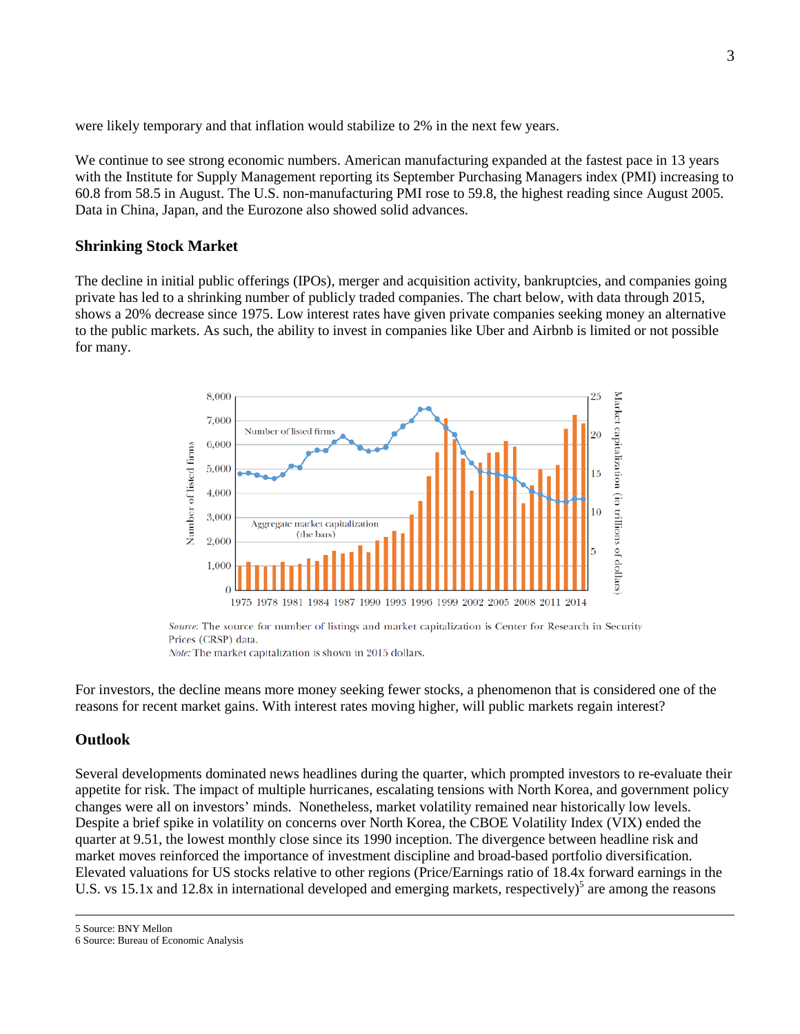were likely temporary and that inflation would stabilize to 2% in the next few years.

We continue to see strong economic numbers. American manufacturing expanded at the fastest pace in 13 years with the Institute for Supply Management reporting its September Purchasing Managers index (PMI) increasing to 60.8 from 58.5 in August. The U.S. non-manufacturing PMI rose to 59.8, the highest reading since August 2005. Data in China, Japan, and the Eurozone also showed solid advances.

### Shrinking Stock Market

The decline in initial public offerings (IPOs), merger and acquisition activity, bankruptcies, and companies going private has led to a shrinking number of publicly traded companies. The chart below, with data through 2015, shows a 20% decrease since 1975. Low interest rates have given private companies seeking money an alternative to the public markets. As such, the ability to invest in companies like Uber and Airbnb is limited or not possible for many.

*Source:* The source for number of listings and market capitalization is Center for Research in Security Prices (CRSP) data.
*Note:* The market capitalization is shown in 2015 dollars.

For investors, the decline means more money seeking fewer stocks, a phenomenon that is considered one of the reasons for recent market gains. With interest rates moving higher, will public markets regain interest?

### Outlook

Several developments dominated news headlines during the quarter, which prompted investors to re-evaluate their appetite for risk. The impact of multiple hurricanes, escalating tensions with North Korea, and government policy changes were all on investors' minds. Nonetheless, market volatility remained near historically low levels. Despite a brief spike in volatility on concerns over North Korea, the CBOE Volatility Index (VIX) ended the quarter at 9.51, the lowest monthly close since its 1990 inception. The divergence between headline risk and market moves reinforced the importance of investment discipline and broad-based portfolio diversification. Elevated valuations for US stocks relative to other regions (Price/Earnings ratio of 18.4x forward earnings in the U.S. vs 15.1x and 12.8x in international developed and emerging markets, respectively)[5] are among the reasons

---

[5] Source: BNY Mellon
[6] Source: Bureau of Economic Analysis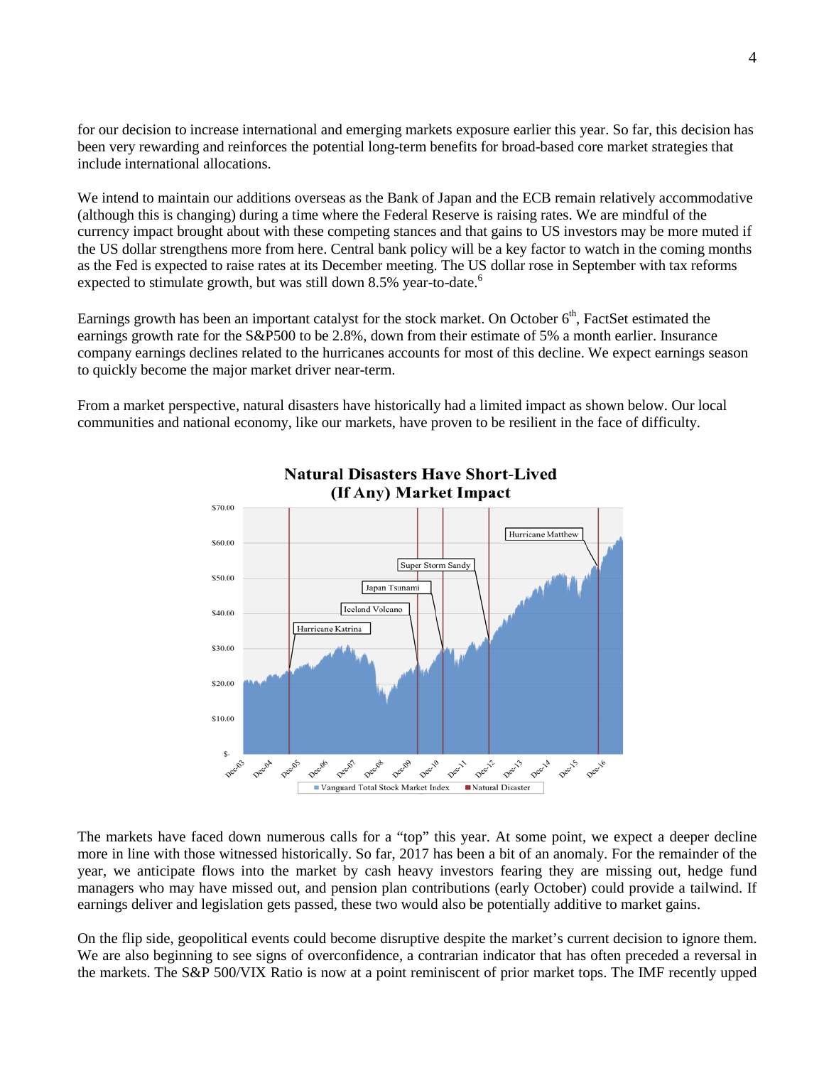for our decision to increase international and emerging markets exposure earlier this year. So far, this decision has been very rewarding and reinforces the potential long-term benefits for broad-based core market strategies that include international allocations.

We intend to maintain our additions overseas as the Bank of Japan and the ECB remain relatively accommodative (although this is changing) during a time where the Federal Reserve is raising rates. We are mindful of the currency impact brought about with these competing stances and that gains to US investors may be more muted if the US dollar strengthens more from here. Central bank policy will be a key factor to watch in the coming months as the Fed is expected to raise rates at its December meeting. The US dollar rose in September with tax reforms expected to stimulate growth, but was still down 8.5% year-to-date.[6]

Earnings growth has been an important catalyst for the stock market. On October 6th, FactSet estimated the earnings growth rate for the S&P500 to be 2.8%, down from their estimate of 5% a month earlier. Insurance company earnings declines related to the hurricanes accounts for most of this decline. We expect earnings season to quickly become the major market driver near-term.

From a market perspective, natural disasters have historically had a limited impact as shown below. Our local communities and national economy, like our markets, have proven to be resilient in the face of difficulty.

**Natural Disasters Have Short-Lived (If Any) Market Impact**

The markets have faced down numerous calls for a "top" this year. At some point, we expect a deeper decline more in line with those witnessed historically. So far, 2017 has been a bit of an anomaly. For the remainder of the year, we anticipate flows into the market by cash heavy investors fearing they are missing out, hedge fund managers who may have missed out, and pension plan contributions (early October) could provide a tailwind. If earnings deliver and legislation gets passed, these two would also be potentially additive to market gains.

On the flip side, geopolitical events could become disruptive despite the market's current decision to ignore them. We are also beginning to see signs of overconfidence, a contrarian indicator that has often preceded a reversal in the markets. The S&P 500/VIX Ratio is now at a point reminiscent of prior market tops. The IMF recently upped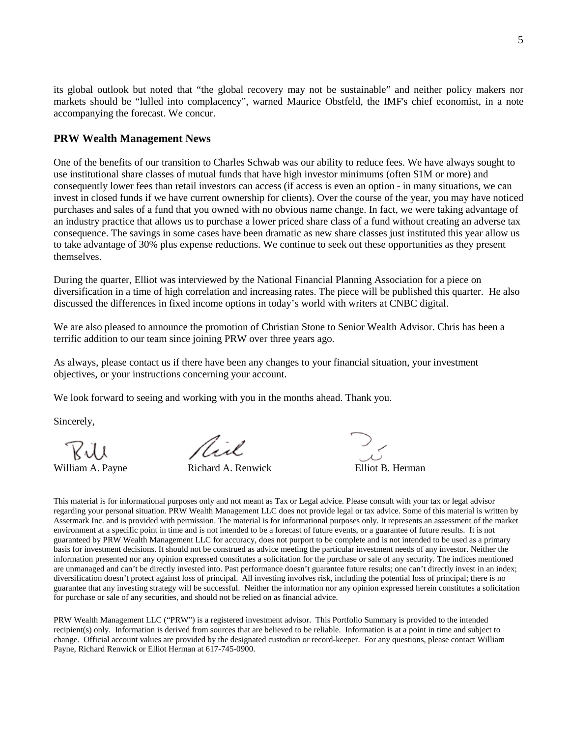its global outlook but noted that "the global recovery may not be sustainable" and neither policy makers nor markets should be "lulled into complacency", warned Maurice Obstfeld, the IMF's chief economist, in a note accompanying the forecast. We concur.

## PRW Wealth Management News

One of the benefits of our transition to Charles Schwab was our ability to reduce fees. We have always sought to use institutional share classes of mutual funds that have high investor minimums (often $1M or more) and consequently lower fees than retail investors can access (if access is even an option - in many situations, we can invest in closed funds if we have current ownership for clients). Over the course of the year, you may have noticed purchases and sales of a fund that you owned with no obvious name change. In fact, we were taking advantage of an industry practice that allows us to purchase a lower priced share class of a fund without creating an adverse tax consequence. The savings in some cases have been dramatic as new share classes just instituted this year allow us to take advantage of 30% plus expense reductions. We continue to seek out these opportunities as they present themselves.

During the quarter, Elliot was interviewed by the National Financial Planning Association for a piece on diversification in a time of high correlation and increasing rates. The piece will be published this quarter. He also discussed the differences in fixed income options in today's world with writers at CNBC digital.

We are also pleased to announce the promotion of Christian Stone to Senior Wealth Advisor. Chris has been a terrific addition to our team since joining PRW over three years ago.

As always, please contact us if there have been any changes to your financial situation, your investment objectives, or your instructions concerning your account.

We look forward to seeing and working with you in the months ahead. Thank you.

Sincerely,

William A. Payne    Richard A. Renwick    Elliot B. Herman

This material is for informational purposes only and not meant as Tax or Legal advice. Please consult with your tax or legal advisor regarding your personal situation. PRW Wealth Management LLC does not provide legal or tax advice. Some of this material is written by Assetmark Inc. and is provided with permission. The material is for informational purposes only. It represents an assessment of the market environment at a specific point in time and is not intended to be a forecast of future events, or a guarantee of future results. It is not guaranteed by PRW Wealth Management LLC for accuracy, does not purport to be complete and is not intended to be used as a primary basis for investment decisions. It should not be construed as advice meeting the particular investment needs of any investor. Neither the information presented nor any opinion expressed constitutes a solicitation for the purchase or sale of any security. The indices mentioned are unmanaged and can't be directly invested into. Past performance doesn't guarantee future results; one can't directly invest in an index; diversification doesn't protect against loss of principal. All investing involves risk, including the potential loss of principal; there is no guarantee that any investing strategy will be successful. Neither the information nor any opinion expressed herein constitutes a solicitation for purchase or sale of any securities, and should not be relied on as financial advice.

PRW Wealth Management LLC ("PRW") is a registered investment advisor. This Portfolio Summary is provided to the intended recipient(s) only. Information is derived from sources that are believed to be reliable. Information is at a point in time and subject to change. Official account values are provided by the designated custodian or record-keeper. For any questions, please contact William Payne, Richard Renwick or Elliot Herman at 617-745-0900.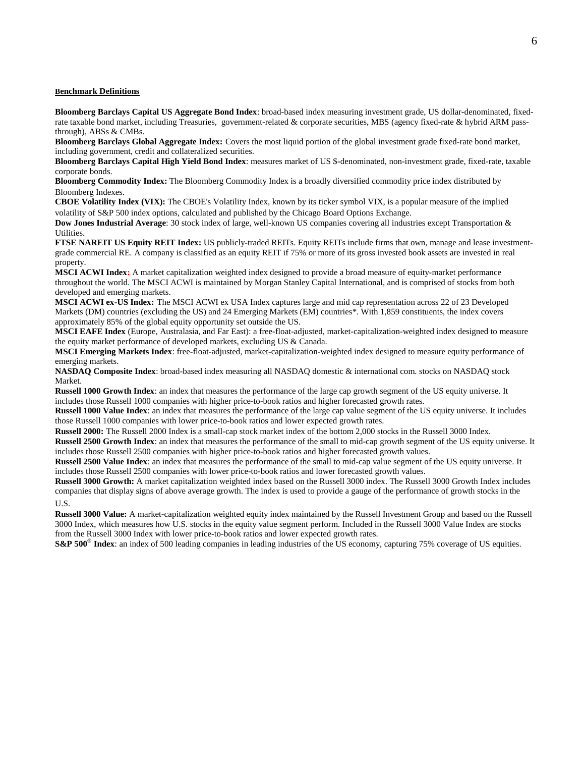**Benchmark Definitions**

**Bloomberg Barclays Capital US Aggregate Bond Index**: broad-based index measuring investment grade, US dollar-denominated, fixed-rate taxable bond market, including Treasuries, government-related & corporate securities, MBS (agency fixed-rate & hybrid ARM pass-through), ABSs & CMBs.

**Bloomberg Barclays Global Aggregate Index:** Covers the most liquid portion of the global investment grade fixed-rate bond market, including government, credit and collateralized securities.

**Bloomberg Barclays Capital High Yield Bond Index**: measures market of US $-denominated, non-investment grade, fixed-rate, taxable corporate bonds.

**Bloomberg Commodity Index:** The Bloomberg Commodity Index is a broadly diversified commodity price index distributed by Bloomberg Indexes.

**CBOE Volatility Index (VIX):** The CBOE's Volatility Index, known by its ticker symbol VIX, is a popular measure of the implied volatility of S&P 500 index options, calculated and published by the Chicago Board Options Exchange.

**Dow Jones Industrial Average**: 30 stock index of large, well-known US companies covering all industries except Transportation & Utilities.

**FTSE NAREIT US Equity REIT Index:** US publicly-traded REITs. Equity REITs include firms that own, manage and lease investment-grade commercial RE. A company is classified as an equity REIT if 75% or more of its gross invested book assets are invested in real property.

**MSCI ACWI Index:** A market capitalization weighted index designed to provide a broad measure of equity-market performance throughout the world. The MSCI ACWI is maintained by Morgan Stanley Capital International, and is comprised of stocks from both developed and emerging markets.

**MSCI ACWI ex-US Index:** The MSCI ACWI ex USA Index captures large and mid cap representation across 22 of 23 Developed Markets (DM) countries (excluding the US) and 24 Emerging Markets (EM) countries*. With 1,859 constituents, the index covers approximately 85% of the global equity opportunity set outside the US.

**MSCI EAFE Index** (Europe, Australasia, and Far East): a free-float-adjusted, market-capitalization-weighted index designed to measure the equity market performance of developed markets, excluding US & Canada.

**MSCI Emerging Markets Index**: free-float-adjusted, market-capitalization-weighted index designed to measure equity performance of emerging markets.

**NASDAQ Composite Index**: broad-based index measuring all NASDAQ domestic & international com. stocks on NASDAQ stock Market.

**Russell 1000 Growth Index**: an index that measures the performance of the large cap growth segment of the US equity universe. It includes those Russell 1000 companies with higher price-to-book ratios and higher forecasted growth rates.

**Russell 1000 Value Index**: an index that measures the performance of the large cap value segment of the US equity universe. It includes those Russell 1000 companies with lower price-to-book ratios and lower expected growth rates.

**Russell 2000:** The Russell 2000 Index is a small-cap stock market index of the bottom 2,000 stocks in the Russell 3000 Index.

**Russell 2500 Growth Index**: an index that measures the performance of the small to mid-cap growth segment of the US equity universe. It includes those Russell 2500 companies with higher price-to-book ratios and higher forecasted growth values.

**Russell 2500 Value Index**: an index that measures the performance of the small to mid-cap value segment of the US equity universe. It includes those Russell 2500 companies with lower price-to-book ratios and lower forecasted growth values.

**Russell 3000 Growth:** A market capitalization weighted index based on the Russell 3000 index. The Russell 3000 Growth Index includes companies that display signs of above average growth. The index is used to provide a gauge of the performance of growth stocks in the U.S.

**Russell 3000 Value:** A market-capitalization weighted equity index maintained by the Russell Investment Group and based on the Russell 3000 Index, which measures how U.S. stocks in the equity value segment perform. Included in the Russell 3000 Value Index are stocks from the Russell 3000 Index with lower price-to-book ratios and lower expected growth rates.

**S&P 500® Index**: an index of 500 leading companies in leading industries of the US economy, capturing 75% coverage of US equities.